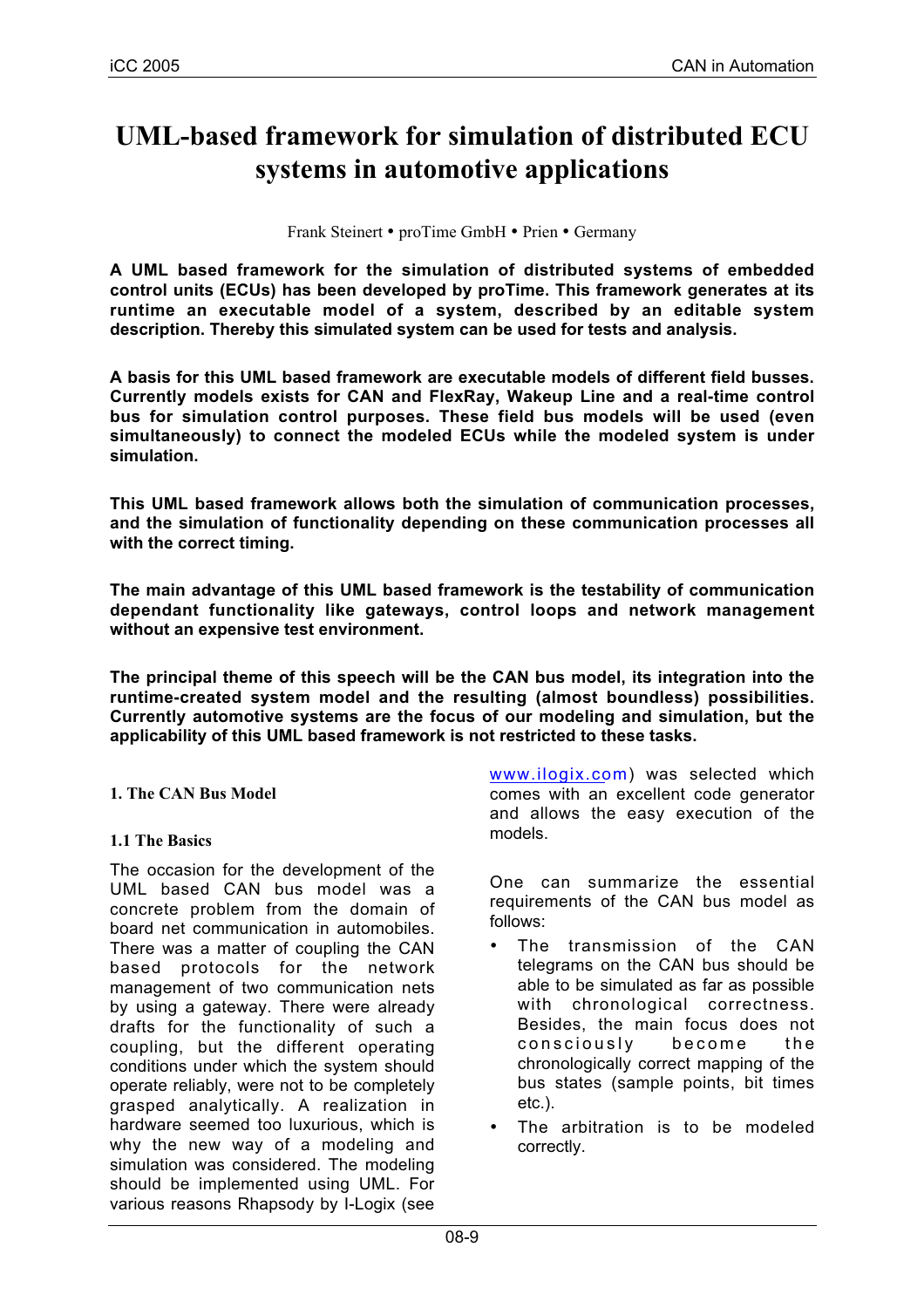# UML-based framework for simulation of distributed ECU systems in automotive applications

Frank Steinert • proTime GmbH • Prien • Germany

**A UML based framework for the simulation of distributed systems of embedded control units (ECUs) has been developed by proTime. This framework generates at its runtime an executable model of a system, described by an editable system description. Thereby this simulated system can be used for tests and analysis.**

**A basis for this UML based framework are executable models of different field busses. Currently models exists for CAN and FlexRay, Wakeup Line and a real-time control bus for simulation control purposes. These field bus models will be used (even simultaneously) to connect the modeled ECUs while the modeled system is under simulation.**

**This UML based framework allows both the simulation of communication processes, and the simulation of functionality depending on these communication processes all with the correct timing.**

**The main advantage of this UML based framework is the testability of communication dependant functionality like gateways, control loops and network management without an expensive test environment.**

**The principal theme of this speech will be the CAN bus model, its integration into the runtime-created system model and the resulting (almost boundless) possibilities. Currently automotive systems are the focus of our modeling and simulation, but the applicability of this UML based framework is not restricted to these tasks.**

## 1. The CAN Bus Model

### 1.1 The Basics

The occasion for the development of the UML based CAN bus model was a concrete problem from the domain of board net communication in automobiles. There was a matter of coupling the CAN based protocols for the network management of two communication nets by using a gateway. There were already drafts for the functionality of such a coupling, but the different operating conditions under which the system should operate reliably, were not to be completely grasped analytically. A realization in hardware seemed too luxurious, which is why the new way of a modeling and simulation was considered. The modeling should be implemented using UML. For various reasons Rhapsody by I-Logix (see www.ilogix.com) was selected which comes with an excellent code generator and allows the easy execution of the models.

One can summarize the essential requirements of the CAN bus model as follows:

- The transmission of the CAN telegrams on the CAN bus should be able to be simulated as far as possible with chronological correctness. Besides, the main focus does not consciously become the chronologically correct mapping of the bus states (sample points, bit times etc.).
- The arbitration is to be modeled correctly.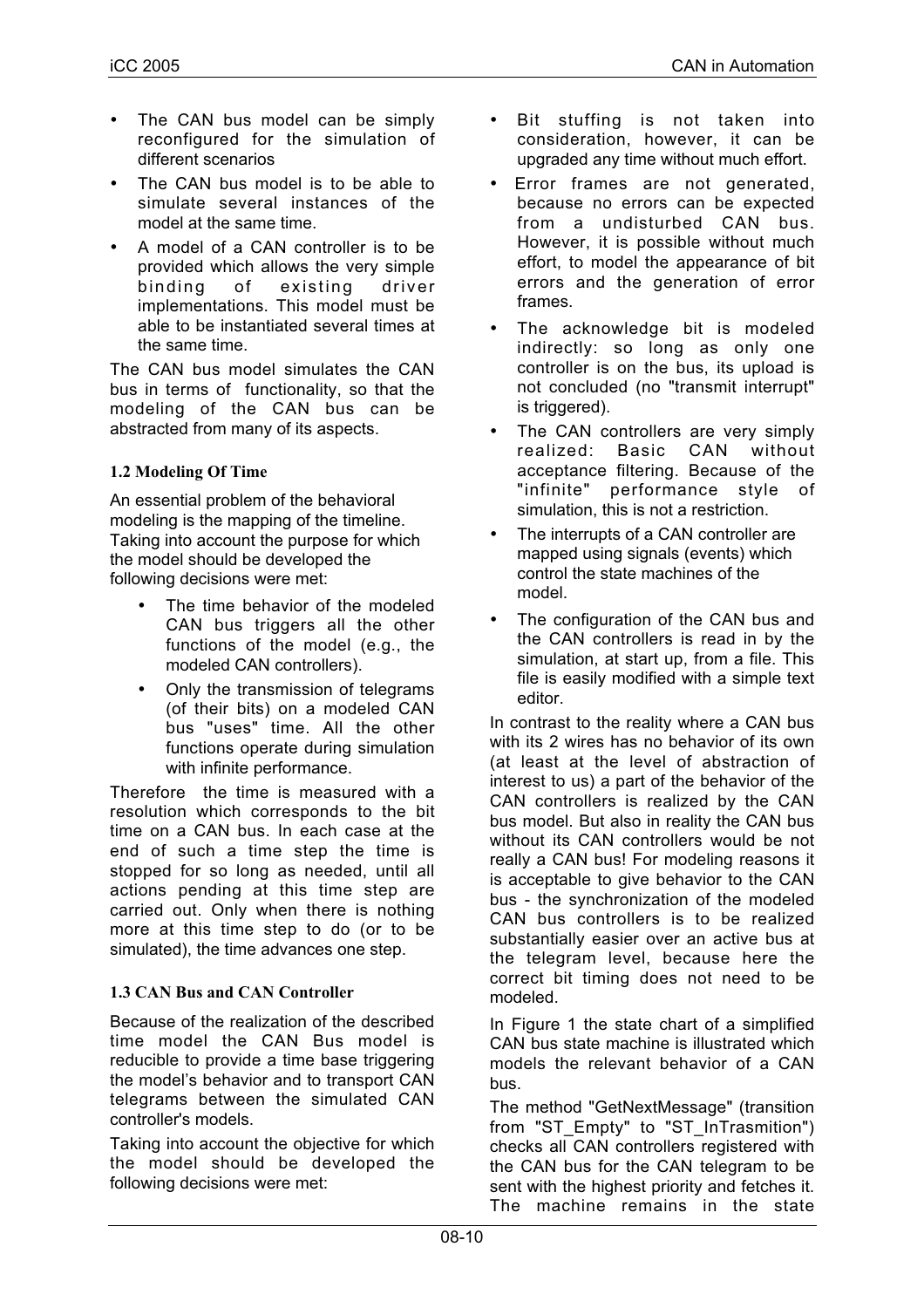- The CAN bus model can be simply reconfigured for the simulation of different scenarios
- The CAN bus model is to be able to simulate several instances of the model at the same time.
- A model of a CAN controller is to be provided which allows the very simple binding of existing driver implementations. This model must be able to be instantiated several times at the same time.

The CAN bus model simulates the CAN bus in terms of functionality, so that the modeling of the CAN bus can be abstracted from many of its aspects.

### 1.2 Modeling Of Time

An essential problem of the behavioral modeling is the mapping of the timeline. Taking into account the purpose for which the model should be developed the following decisions were met:

- The time behavior of the modeled CAN bus triggers all the other functions of the model (e.g., the modeled CAN controllers).
- Only the transmission of telegrams (of their bits) on a modeled CAN bus "uses" time. All the other functions operate during simulation with infinite performance.

Therefore the time is measured with a resolution which corresponds to the bit time on a CAN bus. In each case at the end of such a time step the time is stopped for so long as needed, until all actions pending at this time step are carried out. Only when there is nothing more at this time step to do (or to be simulated), the time advances one step.

### 1.3 CAN Bus and CAN Controller

Because of the realization of the described time model the CAN Bus model is reducible to provide a time base triggering the model's behavior and to transport CAN telegrams between the simulated CAN controller's models.

Taking into account the objective for which the model should be developed the following decisions were met:

- Bit stuffing is not taken into consideration, however, it can be upgraded any time without much effort.
- Error frames are not generated, because no errors can be expected from a undisturbed CAN bus. However, it is possible without much effort, to model the appearance of bit errors and the generation of error frames.
- The acknowledge bit is modeled indirectly: so long as only one controller is on the bus, its upload is not concluded (no "transmit interrupt" is triggered).
- The CAN controllers are very simply realized: Basic CAN without acceptance filtering. Because of the "infinite" performance style of simulation, this is not a restriction.
- The interrupts of a CAN controller are mapped using signals (events) which control the state machines of the model.
- The configuration of the CAN bus and the CAN controllers is read in by the simulation, at start up, from a file. This file is easily modified with a simple text editor.

In contrast to the reality where a CAN bus with its 2 wires has no behavior of its own (at least at the level of abstraction of interest to us) a part of the behavior of the CAN controllers is realized by the CAN bus model. But also in reality the CAN bus without its CAN controllers would be not really a CAN bus! For modeling reasons it is acceptable to give behavior to the CAN bus - the synchronization of the modeled CAN bus controllers is to be realized substantially easier over an active bus at the telegram level, because here the correct bit timing does not need to be modeled.

In Figure 1 the state chart of a simplified CAN bus state machine is illustrated which models the relevant behavior of a CAN bus.

The method "GetNextMessage" (transition from "ST_Empty" to "ST_InTrasmition") checks all CAN controllers registered with the CAN bus for the CAN telegram to be sent with the highest priority and fetches it. The machine remains in the state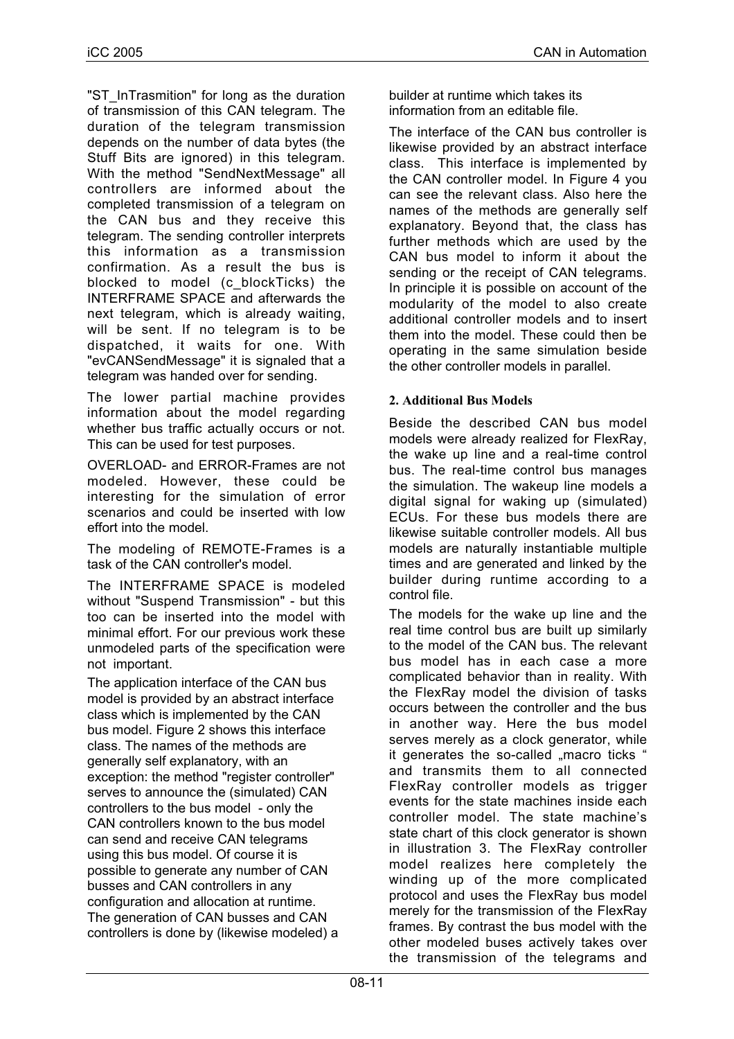"ST_InTrasmition" for long as the duration of transmission of this CAN telegram. The duration of the telegram transmission depends on the number of data bytes (the Stuff Bits are ignored) in this telegram. With the method "SendNextMessage" all controllers are informed about the completed transmission of a telegram on the CAN bus and they receive this telegram. The sending controller interprets this information as a transmission confirmation. As a result the bus is blocked to model (c_blockTicks) the INTERFRAME SPACE and afterwards the next telegram, which is already waiting, will be sent. If no telegram is to be dispatched, it waits for one. With "evCANSendMessage" it is signaled that a telegram was handed over for sending.

The lower partial machine provides information about the model regarding whether bus traffic actually occurs or not. This can be used for test purposes.

OVERLOAD- and ERROR-Frames are not modeled. However, these could be interesting for the simulation of error scenarios and could be inserted with low effort into the model.

The modeling of REMOTE-Frames is a task of the CAN controller's model.

The INTERFRAME SPACE is modeled without "Suspend Transmission" - but this too can be inserted into the model with minimal effort. For our previous work these unmodeled parts of the specification were not important.

The application interface of the CAN bus model is provided by an abstract interface class which is implemented by the CAN bus model. Figure 2 shows this interface class. The names of the methods are generally self explanatory, with an exception: the method "register controller" serves to announce the (simulated) CAN controllers to the bus model - only the CAN controllers known to the bus model can send and receive CAN telegrams using this bus model. Of course it is possible to generate any number of CAN busses and CAN controllers in any configuration and allocation at runtime. The generation of CAN busses and CAN controllers is done by (likewise modeled) a builder at runtime which takes its information from an editable file.

The interface of the CAN bus controller is likewise provided by an abstract interface class. This interface is implemented by the CAN controller model. In Figure 4 you can see the relevant class. Also here the names of the methods are generally self explanatory. Beyond that, the class has further methods which are used by the CAN bus model to inform it about the sending or the receipt of CAN telegrams. In principle it is possible on account of the modularity of the model to also create additional controller models and to insert them into the model. These could then be operating in the same simulation beside the other controller models in parallel.

## 2. Additional Bus Models

Beside the described CAN bus model models were already realized for FlexRay, the wake up line and a real-time control bus. The real-time control bus manages the simulation. The wakeup line models a digital signal for waking up (simulated) ECUs. For these bus models there are likewise suitable controller models. All bus models are naturally instantiable multiple times and are generated and linked by the builder during runtime according to a control file.

The models for the wake up line and the real time control bus are built up similarly to the model of the CAN bus. The relevant bus model has in each case a more complicated behavior than in reality. With the FlexRay model the division of tasks occurs between the controller and the bus in another way. Here the bus model serves merely as a clock generator, while it generates the so-called „macro ticks " and transmits them to all connected FlexRay controller models as trigger events for the state machines inside each controller model. The state machine's state chart of this clock generator is shown in illustration 3. The FlexRay controller model realizes here completely the winding up of the more complicated protocol and uses the FlexRay bus model merely for the transmission of the FlexRay frames. By contrast the bus model with the other modeled buses actively takes over the transmission of the telegrams and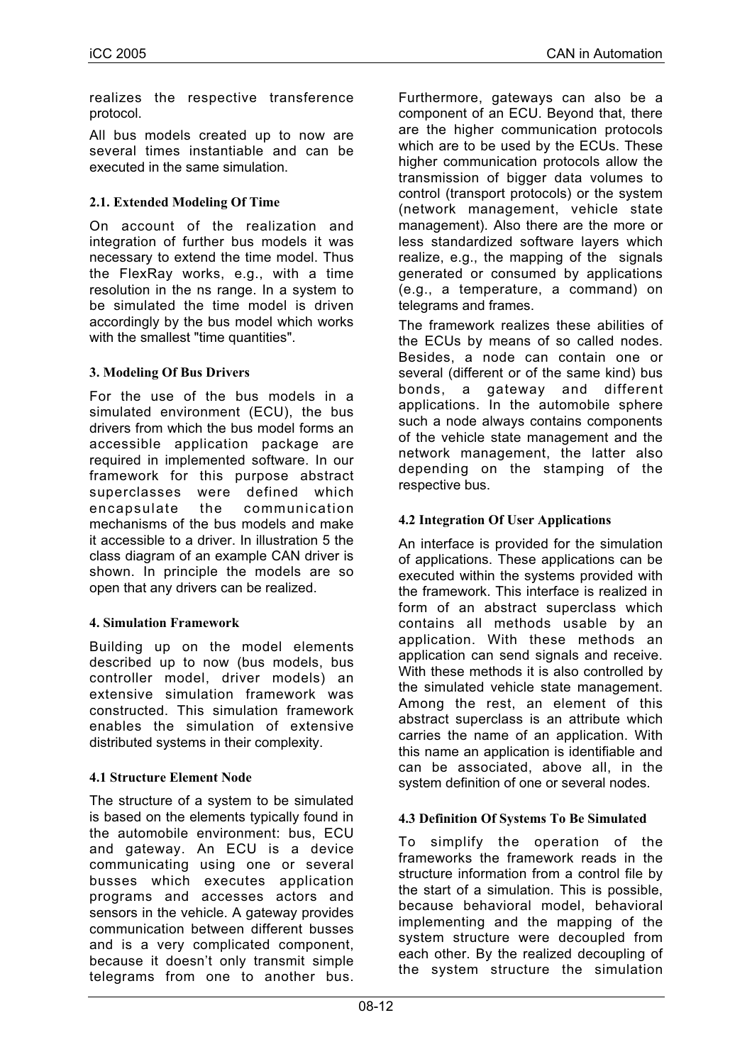realizes the respective transference protocol.

All bus models created up to now are several times instantiable and can be executed in the same simulation.

### 2.1. Extended Modeling Of Time

On account of the realization and integration of further bus models it was necessary to extend the time model. Thus the FlexRay works, e.g., with a time resolution in the ns range. In a system to be simulated the time model is driven accordingly by the bus model which works with the smallest "time quantities".

## 3. Modeling Of Bus Drivers

For the use of the bus models in a simulated environment (ECU), the bus drivers from which the bus model forms an accessible application package are required in implemented software. In our framework for this purpose abstract superclasses were defined which encapsulate the communication mechanisms of the bus models and make it accessible to a driver. In illustration 5 the class diagram of an example CAN driver is shown. In principle the models are so open that any drivers can be realized.

## 4. Simulation Framework

Building up on the model elements described up to now (bus models, bus controller model, driver models) an extensive simulation framework was constructed. This simulation framework enables the simulation of extensive distributed systems in their complexity.

### 4.1 Structure Element Node

The structure of a system to be simulated is based on the elements typically found in the automobile environment: bus, ECU and gateway. An ECU is a device communicating using one or several busses which executes application programs and accesses actors and sensors in the vehicle. A gateway provides communication between different busses and is a very complicated component, because it doesn't only transmit simple telegrams from one to another bus. Furthermore, gateways can also be a component of an ECU. Beyond that, there are the higher communication protocols which are to be used by the ECUs. These higher communication protocols allow the transmission of bigger data volumes to control (transport protocols) or the system (network management, vehicle state management). Also there are the more or less standardized software layers which realize, e.g., the mapping of the signals generated or consumed by applications (e.g., a temperature, a command) on telegrams and frames.

The framework realizes these abilities of the ECUs by means of so called nodes. Besides, a node can contain one or several (different or of the same kind) bus bonds, a gateway and different applications. In the automobile sphere such a node always contains components of the vehicle state management and the network management, the latter also depending on the stamping of the respective bus.

### 4.2 Integration Of User Applications

An interface is provided for the simulation of applications. These applications can be executed within the systems provided with the framework. This interface is realized in form of an abstract superclass which contains all methods usable by an application. With these methods an application can send signals and receive. With these methods it is also controlled by the simulated vehicle state management. Among the rest, an element of this abstract superclass is an attribute which carries the name of an application. With this name an application is identifiable and can be associated, above all, in the system definition of one or several nodes.

### 4.3 Definition Of Systems To Be Simulated

To simplify the operation of the frameworks the framework reads in the structure information from a control file by the start of a simulation. This is possible, because behavioral model, behavioral implementing and the mapping of the system structure were decoupled from each other. By the realized decoupling of the system structure the simulation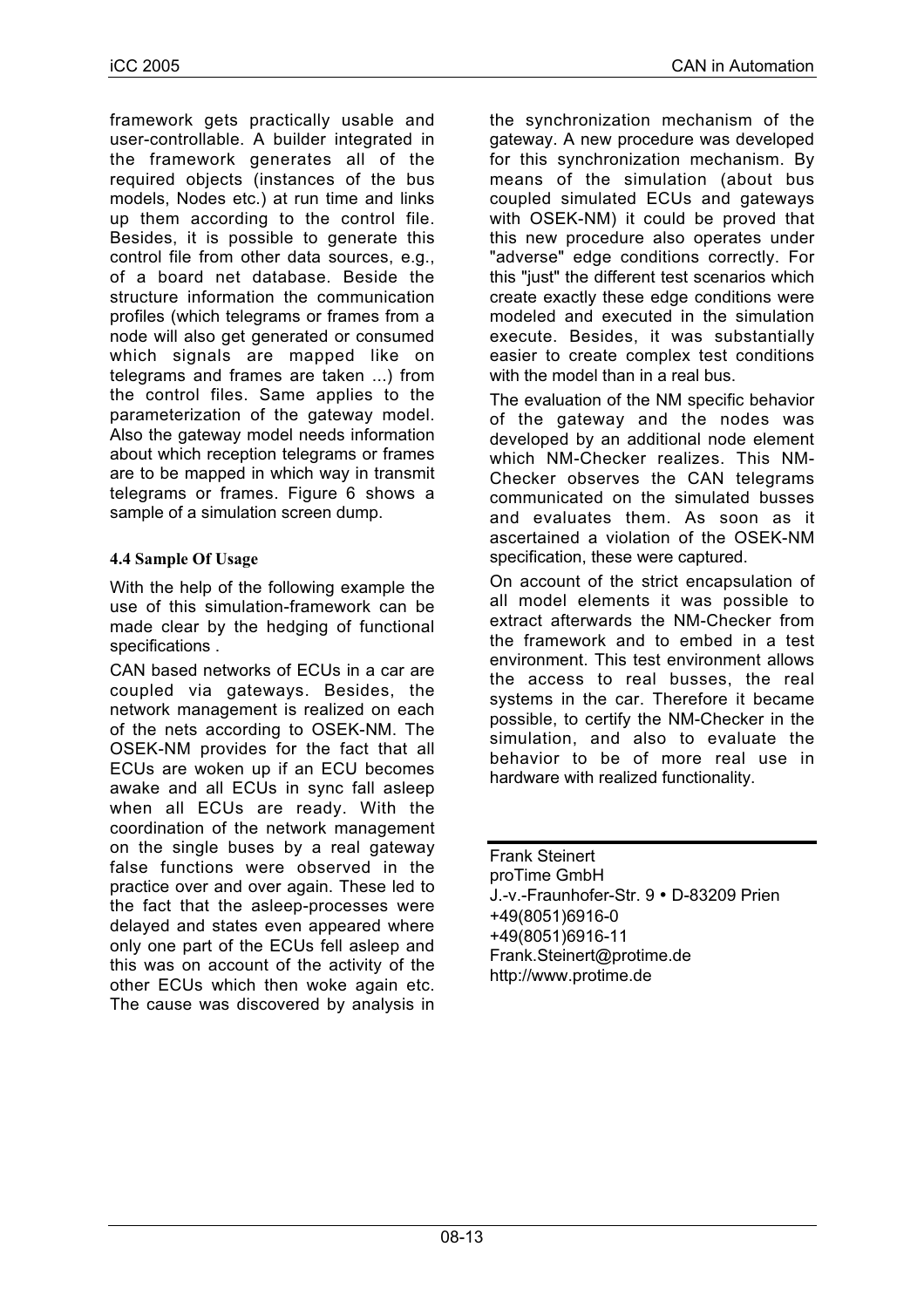framework gets practically usable and user-controllable. A builder integrated in the framework generates all of the required objects (instances of the bus models, Nodes etc.) at run time and links up them according to the control file. Besides, it is possible to generate this control file from other data sources, e.g., of a board net database. Beside the structure information the communication profiles (which telegrams or frames from a node will also get generated or consumed which signals are mapped like on telegrams and frames are taken ...) from the control files. Same applies to the parameterization of the gateway model. Also the gateway model needs information about which reception telegrams or frames are to be mapped in which way in transmit telegrams or frames. Figure 6 shows a sample of a simulation screen dump.

#### 4.4 Sample Of Usage

With the help of the following example the use of this simulation-framework can be made clear by the hedging of functional specifications .

CAN based networks of ECUs in a car are coupled via gateways. Besides, the network management is realized on each of the nets according to OSEK-NM. The OSEK-NM provides for the fact that all ECUs are woken up if an ECU becomes awake and all ECUs in sync fall asleep when all ECUs are ready. With the coordination of the network management on the single buses by a real gateway false functions were observed in the practice over and over again. These led to the fact that the asleep-processes were delayed and states even appeared where only one part of the ECUs fell asleep and this was on account of the activity of the other ECUs which then woke again etc. The cause was discovered by analysis in the synchronization mechanism of the gateway. A new procedure was developed for this synchronization mechanism. By means of the simulation (about bus coupled simulated ECUs and gateways with OSEK-NM) it could be proved that this new procedure also operates under "adverse" edge conditions correctly. For this "just" the different test scenarios which create exactly these edge conditions were modeled and executed in the simulation execute. Besides, it was substantially easier to create complex test conditions with the model than in a real bus.

The evaluation of the NM specific behavior of the gateway and the nodes was developed by an additional node element which NM-Checker realizes. This NM-Checker observes the CAN telegrams communicated on the simulated busses and evaluates them. As soon as it ascertained a violation of the OSEK-NM specification, these were captured.

On account of the strict encapsulation of all model elements it was possible to extract afterwards the NM-Checker from the framework and to embed in a test environment. This test environment allows the access to real busses, the real systems in the car. Therefore it became possible, to certify the NM-Checker in the simulation, and also to evaluate the behavior to be of more real use in hardware with realized functionality.

---

Frank Steinert
proTime GmbH
J.-v.-Fraunhofer-Str. 9 • D-83209 Prien
+49(8051)6916-0
+49(8051)6916-11
Frank.Steinert@protime.de
http://www.protime.de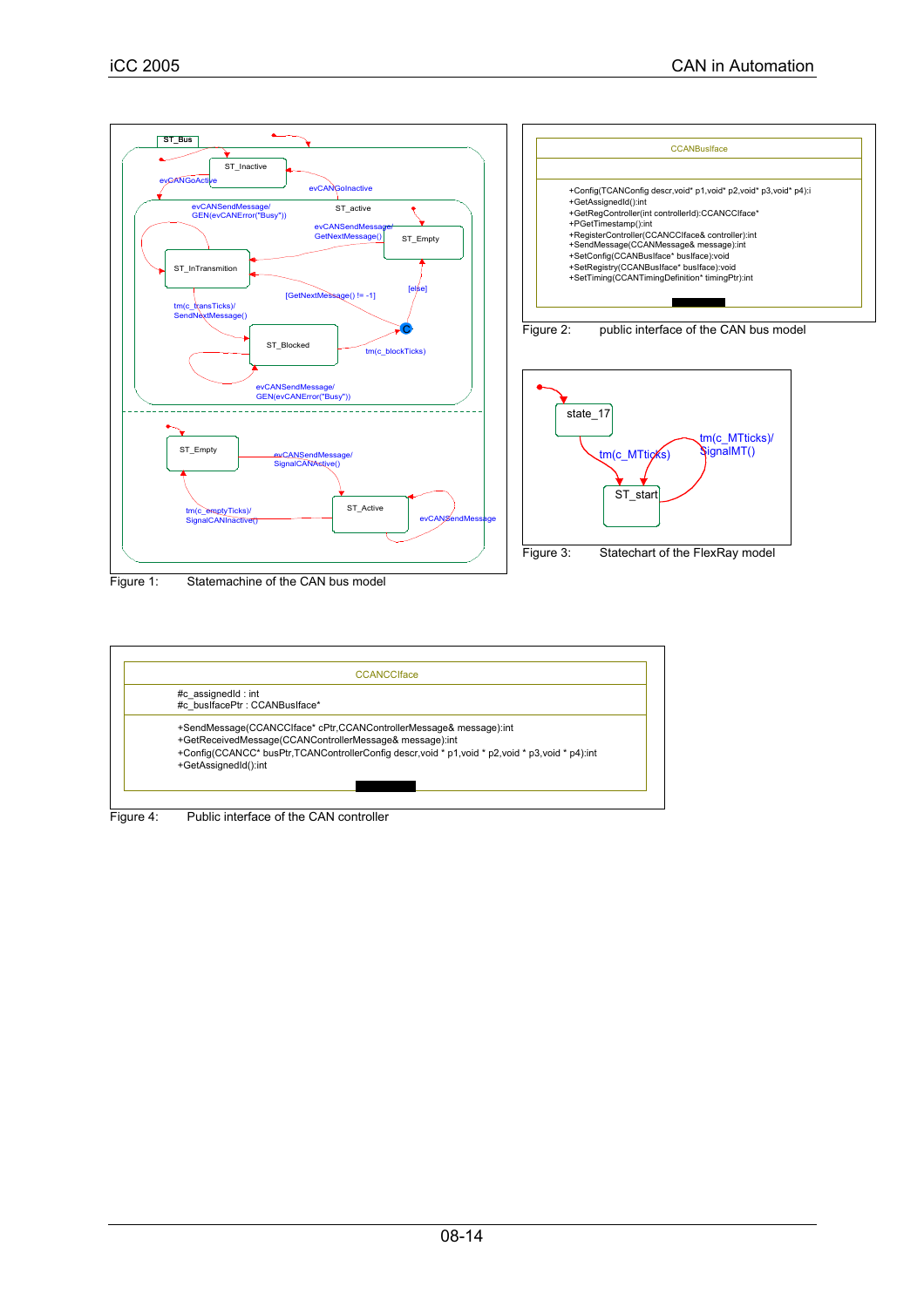| CCANBusIface |
| --- |
| |
| +Config(TCANConfig descr,void* p1,void* p2,void* p3,void* p4):i |
| +GetAssignedId():int |
| +GetRegController(int controllerId):CCANCCIface* |
| +PGetTimestamp():int |
| +RegisterController(CCANCCIface& controller):int |
| +SendMessage(CCANMessage& message):int |
| +SetConfig(CCANBusIface* busIface):void |
| +SetRegistry(CCANBusIface* busIface):void |
| +SetTiming(CCANTimingDefinition* timingPtr):int |

Figure 1: Statemachine of the CAN bus model

Figure 2: public interface of the CAN bus model

Figure 3: Statechart of the FlexRay model

| CCANCCIface |
| --- |
| #c_assignedId : int<br>#c_busIfacePtr : CCANBusIface* |
| +SendMessage(CCANCCIface* cPtr,CCANControllerMessage& message):int<br>+GetReceivedMessage(CCANControllerMessage& message):int<br>+Config(CCANCC* busPtr,TCANControllerConfig descr,void * p1,void * p2,void * p3,void * p4):int<br>+GetAssignedId():int |

Figure 4: Public interface of the CAN controller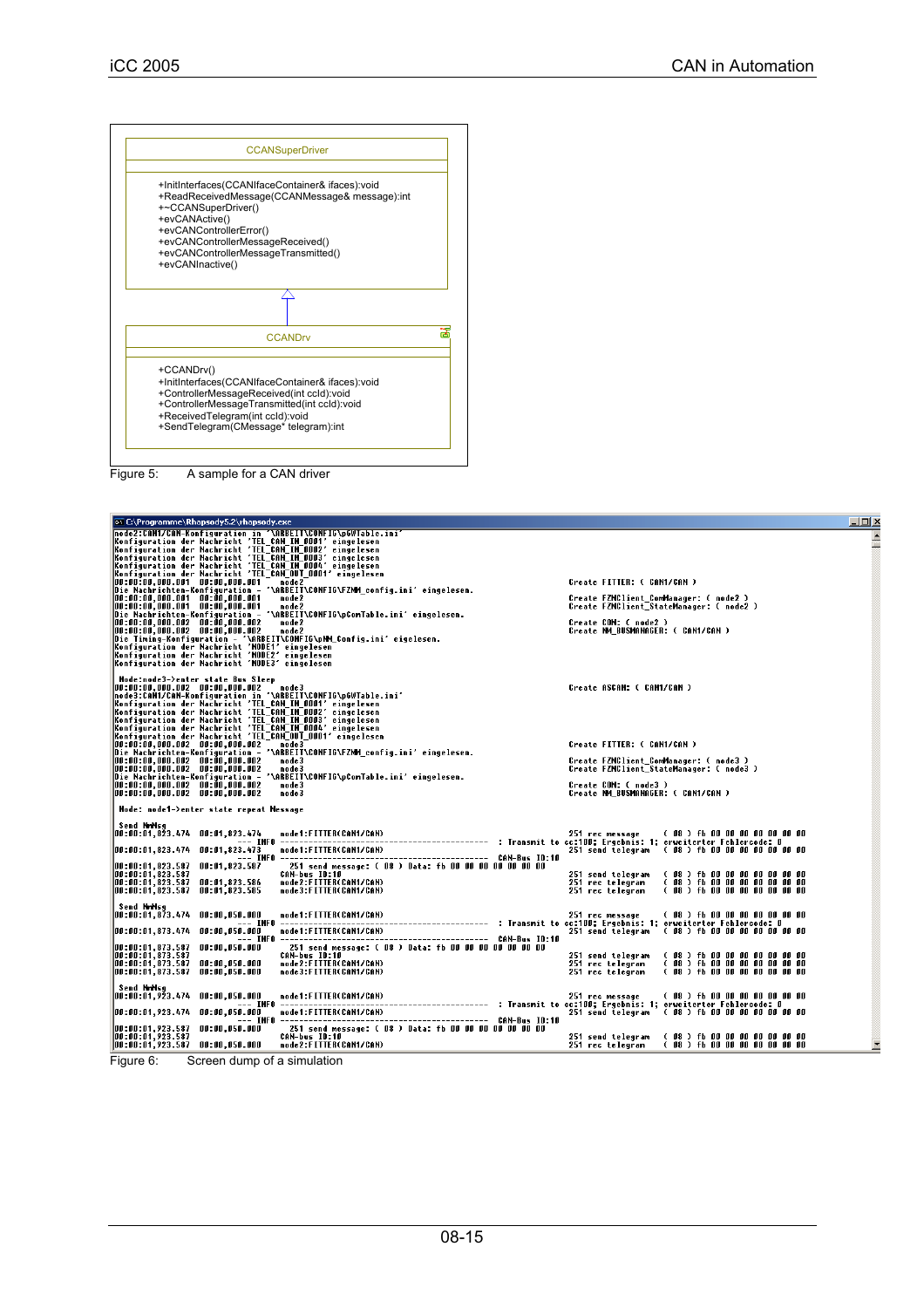```
CCANSuperDriver
-----------------------------------------------------------
+InitInterfaces(CCANIfaceContainer& ifaces):void
+ReadReceivedMessage(CCANMessage& message):int
+~CCANSuperDriver()
+evCANActive()
+evCANControllerError()
+evCANControllerMessageReceived()
+evCANControllerMessageTransmitted()
+evCANInactive()

        △
        |

CCANDrv
-----------------------------------------------------------
+CCANDrv()
+InitInterfaces(CCANIfaceContainer& ifaces):void
+ControllerMessageReceived(int ccId):void
+ControllerMessageTransmitted(int ccId):void
+ReceivedTelegram(int ccId):void
+SendTelegram(CMessage* telegram):int
```

Figure 5: A sample for a CAN driver

```
C:\Programme\Rhapsody5.2\rhapsody.exe
node2:CAN1/CAN-Konfiguration in '\ARBEIT\CONFIG\pGWTable.ini'
Konfiguration der Nachricht 'TEL_CAN_IN_0001' eingelesen
Konfiguration der Nachricht 'TEL_CAN_IN_0002' eingelesen
Konfiguration der Nachricht 'TEL_CAN_IN_0003' eingelesen
Konfiguration der Nachricht 'TEL_CAN_IN_0004' eingelesen
Konfiguration der Nachricht 'TEL_CAN_OUT_0001' eingelesen
00:00:00,000.001  00:00,000.001    node2                          Create FITTER: ( CAN1/CAN )
Die Nachrichten-Konfiguration - '\ARBEIT\CONFIG\FZMM_config.ini' eingelesen.
00:00:00,000.001  00:00,000.001    node2                          Create FZMClient_ComManager: ( node2 )
00:00:00,000.001  00:00,000.001    node2                          Create FZMClient_StateManager: ( node2 )
Die Nachrichten-Konfiguration - '\ARBEIT\CONFIG\pComTable.ini' eingelesen.
00:00:00,000.002  00:00,000.002    node2                          Create COM: ( node2 )
00:00:00,000.002  00:00,000.002    node2                          Create NM_BUSMANAGER: ( CAN1/CAN )
Die Timing-Konfiguration - '\ARBEIT\CONFIG\pNM_Config.ini' eigelesen.
Konfiguration der Nachricht 'NODE1' eingelesen
Konfiguration der Nachricht 'NODE2' eingelesen
Konfiguration der Nachricht 'NODE3' eingelesen

 Node:node3->enter state Bus Sleep
00:00:00,000.002  00:00,000.002    node3                          Create ASCAN: ( CAN1/CAN )
node3:CAN1/CAN-Konfiguration in '\ARBEIT\CONFIG\pGWTable.ini'
Konfiguration der Nachricht 'TEL_CAN_IN_0001' eingelesen
Konfiguration der Nachricht 'TEL_CAN_IN_0002' eingelesen
Konfiguration der Nachricht 'TEL_CAN_IN_0003' eingelesen
Konfiguration der Nachricht 'TEL_CAN_IN_0004' eingelesen
Konfiguration der Nachricht 'TEL_CAN_OUT_0001' eingelesen
00:00:00,000.002  00:00,000.002    node3                          Create FITTER: ( CAN1/CAN )
Die Nachrichten-Konfiguration - '\ARBEIT\CONFIG\FZMM_config.ini' eingelesen.
00:00:00,000.002  00:00,000.002    node3                          Create FZMClient_ComManager: ( node3 )
00:00:00,000.002  00:00,000.002    node3                          Create FZMClient_StateManager: ( node3 )
Die Nachrichten-Konfiguration - '\ARBEIT\CONFIG\pComTable.ini' eingelesen.
00:00:00,000.002  00:00,000.002    node3                          Create COM: ( node3 )
00:00:00,000.002  00:00,000.002    node3                          Create NM_BUSMANAGER: ( CAN1/CAN )

 Node: node1->enter state repeat Message

 Send NmMsg
00:00:01,823.474  00:01,823.474    node1:FITTER(CAN1/CAN)         251 rec message    ( 08 ) fb 00 00 00 00 00 00 00
                  --- INFO ------------------------------------ : Transmit to cc:100; Ergebnis: 1; erweiterter Fehlercode: 0
00:00:01,823.474  00:01,823.473    node1:FITTER(CAN1/CAN)         251 send telegram  ( 08 ) fb 00 00 00 00 00 00 00
                  --- INFO ------------------------------------ CAN-Bus ID:10
00:00:01,823.587  00:01,823.587     251 send message: ( 08 ) Data: fb 00 00 00 00 00 00 00
00:00:01,823.587                   CAN-bus ID:10                  251 send telegram  ( 08 ) fb 00 00 00 00 00 00 00
00:00:01,823.587  00:01,823.586    node2:FITTER(CAN1/CAN)         251 rec telegram   ( 08 ) fb 00 00 00 00 00 00 00
00:00:01,823.587  00:01,823.585    node3:FITTER(CAN1/CAN)         251 rec telegram   ( 08 ) fb 00 00 00 00 00 00 00

 Send NmMsg
00:00:01,873.474  00:00,050.000    node1:FITTER(CAN1/CAN)         251 rec message    ( 08 ) fb 00 00 00 00 00 00 00
                  --- INFO ------------------------------------ : Transmit to cc:100; Ergebnis: 1; erweiterter Fehlercode: 0
00:00:01,873.474  00:00,050.000    node1:FITTER(CAN1/CAN)         251 send telegram  ( 08 ) fb 00 00 00 00 00 00 00
                  --- INFO ------------------------------------ CAN-Bus ID:10
00:00:01,873.587  00:00,050.000     251 send message: ( 08 ) Data: fb 00 00 00 00 00 00 00
00:00:01,873.587                   CAN-bus ID:10                  251 send telegram  ( 08 ) fb 00 00 00 00 00 00 00
00:00:01,873.587  00:00,050.000    node2:FITTER(CAN1/CAN)         251 rec telegram   ( 08 ) fb 00 00 00 00 00 00 00
00:00:01,873.587  00:00,050.000    node3:FITTER(CAN1/CAN)         251 rec telegram   ( 08 ) fb 00 00 00 00 00 00 00

 Send NmMsg
00:00:01,923.474  00:00,050.000    node1:FITTER(CAN1/CAN)         251 rec message    ( 08 ) fb 00 00 00 00 00 00 00
                  --- INFO ------------------------------------ : Transmit to cc:100; Ergebnis: 1; erweiterter Fehlercode: 0
00:00:01,923.474  00:00,050.000    node1:FITTER(CAN1/CAN)         251 send telegram  ( 08 ) fb 00 00 00 00 00 00 00
                  --- INFO ------------------------------------ CAN-Bus ID:10
00:00:01,923.587  00:00,050.000     251 send message: ( 08 ) Data: fb 00 00 00 00 00 00 00
00:00:01,923.587                   CAN-bus ID:10                  251 send telegram  ( 08 ) fb 00 00 00 00 00 00 00
00:00:01,923.587  00:00,050.000    node2:FITTER(CAN1/CAN)         251 rec telegram   ( 08 ) fb 00 00 00 00 00 00 00
```

Figure 6: Screen dump of a simulation